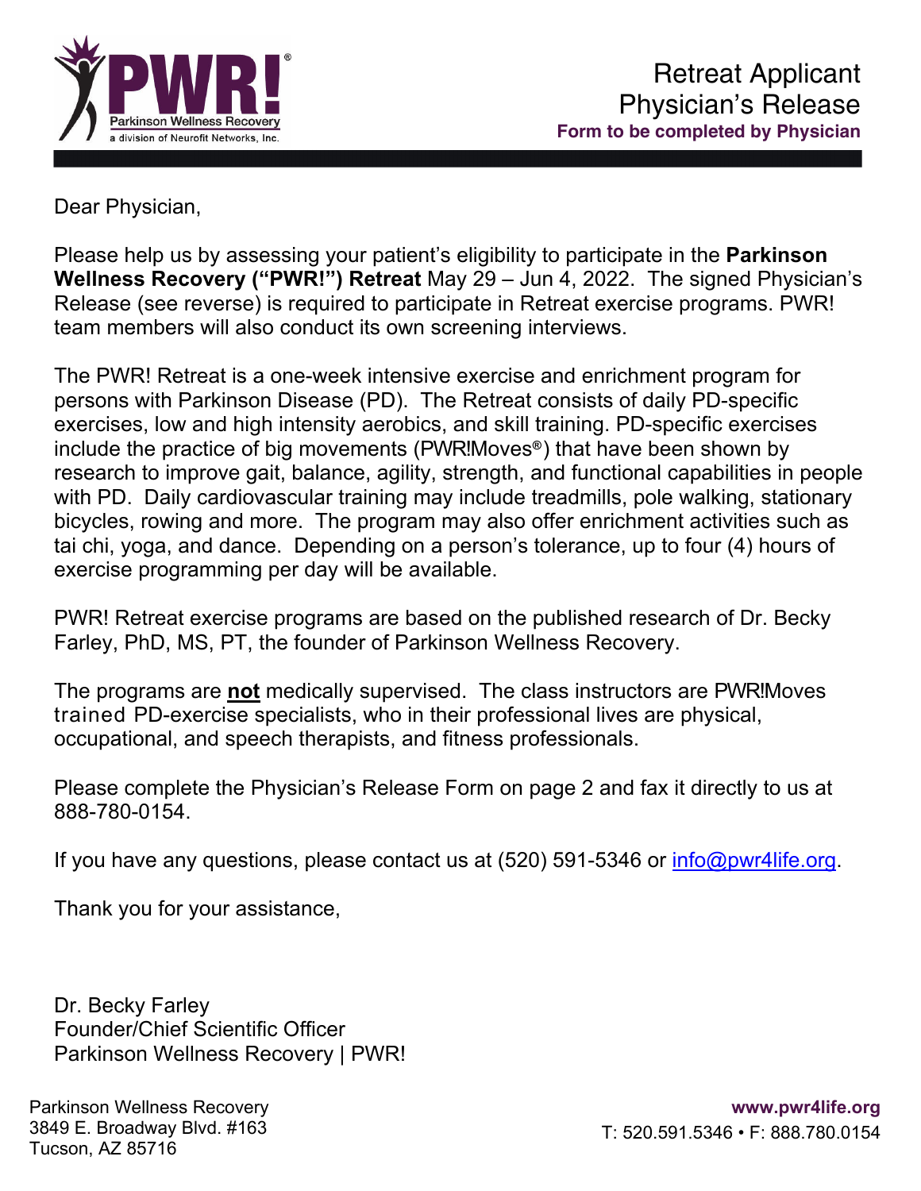# Retreat Applicant Physician's Release

**Form to be completed by Physician**

Dear Physician,

Please help us by assessing your patient's eligibility to participate in the **Parkinson Wellness Recovery ("PWR!") Retreat** May 29 – Jun 4, 2022. The signed Physician's Release (see reverse) is required to participate in Retreat exercise programs. PWR! team members will also conduct its own screening interviews.

The PWR! Retreat is a one-week intensive exercise and enrichment program for persons with Parkinson Disease (PD). The Retreat consists of daily PD-specific exercises, low and high intensity aerobics, and skill training. PD-specific exercises include the practice of big movements (PWR!Moves®) that have been shown by research to improve gait, balance, agility, strength, and functional capabilities in people with PD. Daily cardiovascular training may include treadmills, pole walking, stationary bicycles, rowing and more. The program may also offer enrichment activities such as tai chi, yoga, and dance. Depending on a person's tolerance, up to four (4) hours of exercise programming per day will be available.

PWR! Retreat exercise programs are based on the published research of Dr. Becky Farley, PhD, MS, PT, the founder of Parkinson Wellness Recovery.

The programs are **not** medically supervised. The class instructors are PWR!Moves trained PD-exercise specialists, who in their professional lives are physical, occupational, and speech therapists, and fitness professionals.

Please complete the Physician's Release Form on page 2 and fax it directly to us at 888-780-0154.

If you have any questions, please contact us at (520) 591-5346 or info@pwr4life.org.

Thank you for your assistance,

Dr. Becky Farley
Founder/Chief Scientific Officer
Parkinson Wellness Recovery | PWR!

Parkinson Wellness Recovery
3849 E. Broadway Blvd. #163
Tucson, AZ 85716

**www.pwr4life.org**
T: 520.591.5346 • F: 888.780.0154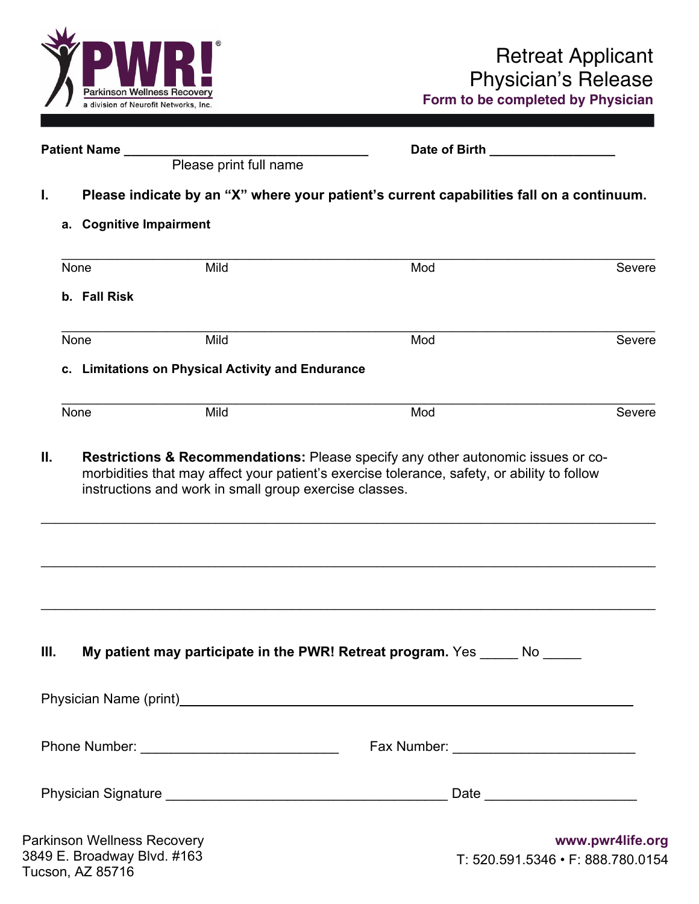Parkinson Wellness Recovery
a division of Neurofit Networks, Inc.

# Retreat Applicant Physician's Release

**Form to be completed by Physician**

**Patient Name** ___________________________________ **Date of Birth** __________________

Please print full name

**I. Please indicate by an "X" where your patient's current capabilities fall on a continuum.**

**a. Cognitive Impairment**

_______________________________________________________________________________

None | Mild | Mod | Severe

**b. Fall Risk**

_______________________________________________________________________________

None | Mild | Mod | Severe

**c. Limitations on Physical Activity and Endurance**

_______________________________________________________________________________

None | Mild | Mod | Severe

**II. Restrictions & Recommendations:** Please specify any other autonomic issues or co-morbidities that may affect your patient's exercise tolerance, safety, or ability to follow instructions and work in small group exercise classes.

_______________________________________________________________________________

_______________________________________________________________________________

_______________________________________________________________________________

**III. My patient may participate in the PWR! Retreat program.** Yes _____ No _____

Physician Name (print)_______________________________________________________

Phone Number: ___________________________ Fax Number: _________________________

Physician Signature ______________________________________ Date _____________________

Parkinson Wellness Recovery
3849 E. Broadway Blvd. #163
Tucson, AZ 85716

**www.pwr4life.org**
T: 520.591.5346 • F: 888.780.0154